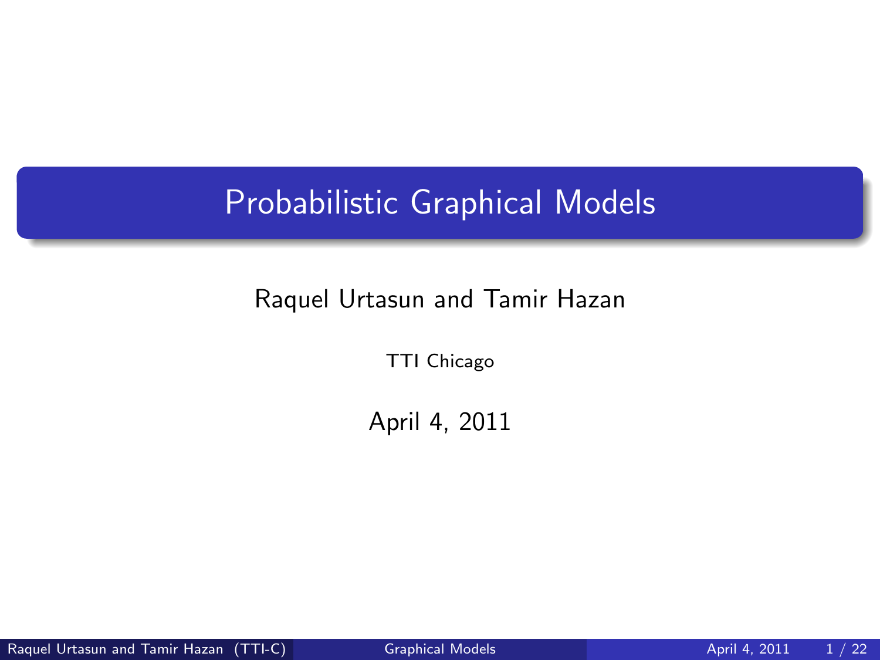# Probabilistic Graphical Models

Raquel Urtasun and Tamir Hazan

TTI Chicago

April 4, 2011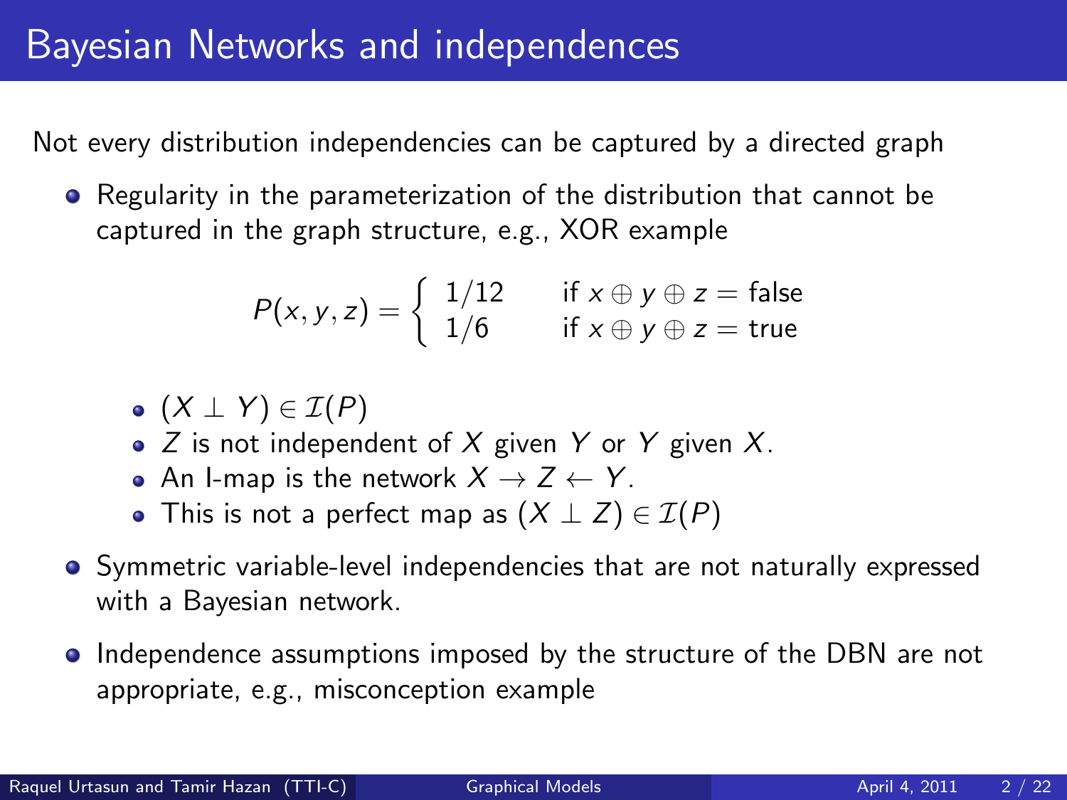# Bayesian Networks and independences

Not every distribution independencies can be captured by a directed graph

- Regularity in the parameterization of the distribution that cannot be captured in the graph structure, e.g., XOR example

$$P(x, y, z) = \begin{cases} 1/12 & \text{if } x \oplus y \oplus z = \text{false} \\ 1/6 & \text{if } x \oplus y \oplus z = \text{true} \end{cases}$$

  - $(X \perp Y) \in \mathcal{I}(P)$
  - $Z$ is not independent of $X$ given $Y$ or $Y$ given $X$.
  - An I-map is the network $X \rightarrow Z \leftarrow Y$.
  - This is not a perfect map as $(X \perp Z) \in \mathcal{I}(P)$

- Symmetric variable-level independencies that are not naturally expressed with a Bayesian network.

- Independence assumptions imposed by the structure of the DBN are not appropriate, e.g., misconception example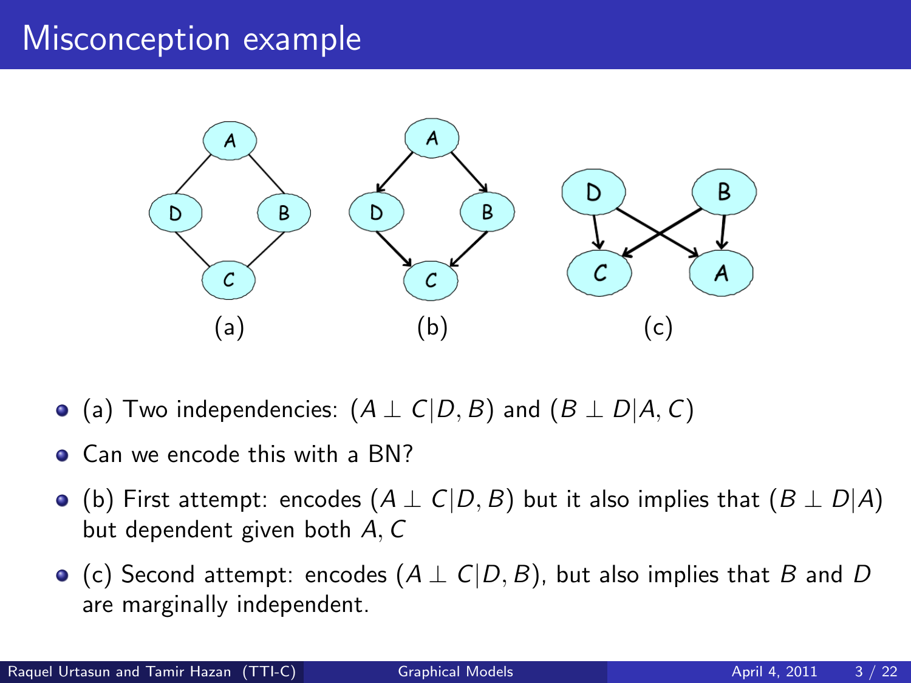# Misconception example

(a) (b) (c)

- (a) Two independencies: $(A \perp C | D, B)$ and $(B \perp D | A, C)$
- Can we encode this with a BN?
- (b) First attempt: encodes $(A \perp C | D, B)$ but it also implies that $(B \perp D | A)$ but dependent given both $A, C$
- (c) Second attempt: encodes $(A \perp C | D, B)$, but also implies that $B$ and $D$ are marginally independent.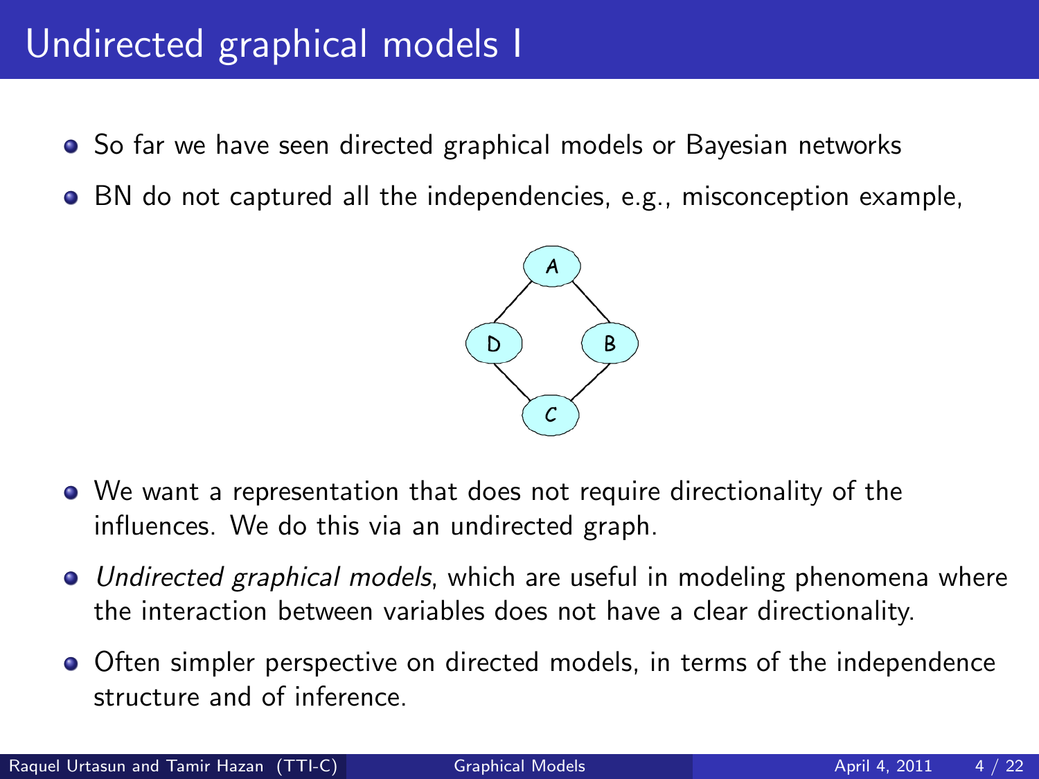# Undirected graphical models I

- So far we have seen directed graphical models or Bayesian networks
- BN do not captured all the independencies, e.g., misconception example,

- We want a representation that does not require directionality of the influences. We do this via an undirected graph.
- *Undirected graphical models*, which are useful in modeling phenomena where the interaction between variables does not have a clear directionality.
- Often simpler perspective on directed models, in terms of the independence structure and of inference.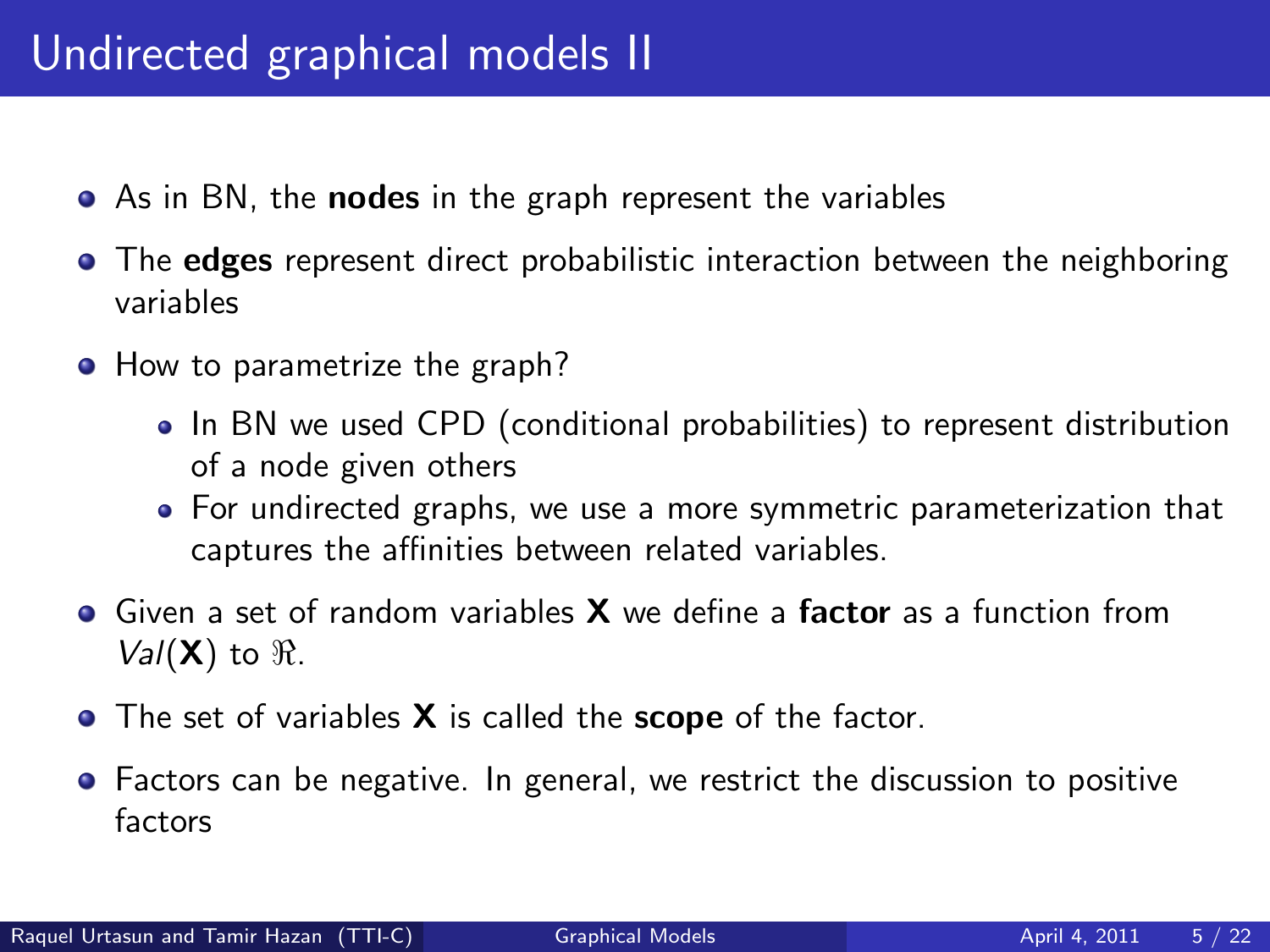# Undirected graphical models II

- As in BN, the **nodes** in the graph represent the variables
- The **edges** represent direct probabilistic interaction between the neighboring variables
- How to parametrize the graph?
  - In BN we used CPD (conditional probabilities) to represent distribution of a node given others
  - For undirected graphs, we use a more symmetric parameterization that captures the affinities between related variables.
- Given a set of random variables $\mathbf{X}$ we define a **factor** as a function from $Val(\mathbf{X})$ to $\Re$.
- The set of variables $\mathbf{X}$ is called the **scope** of the factor.
- Factors can be negative. In general, we restrict the discussion to positive factors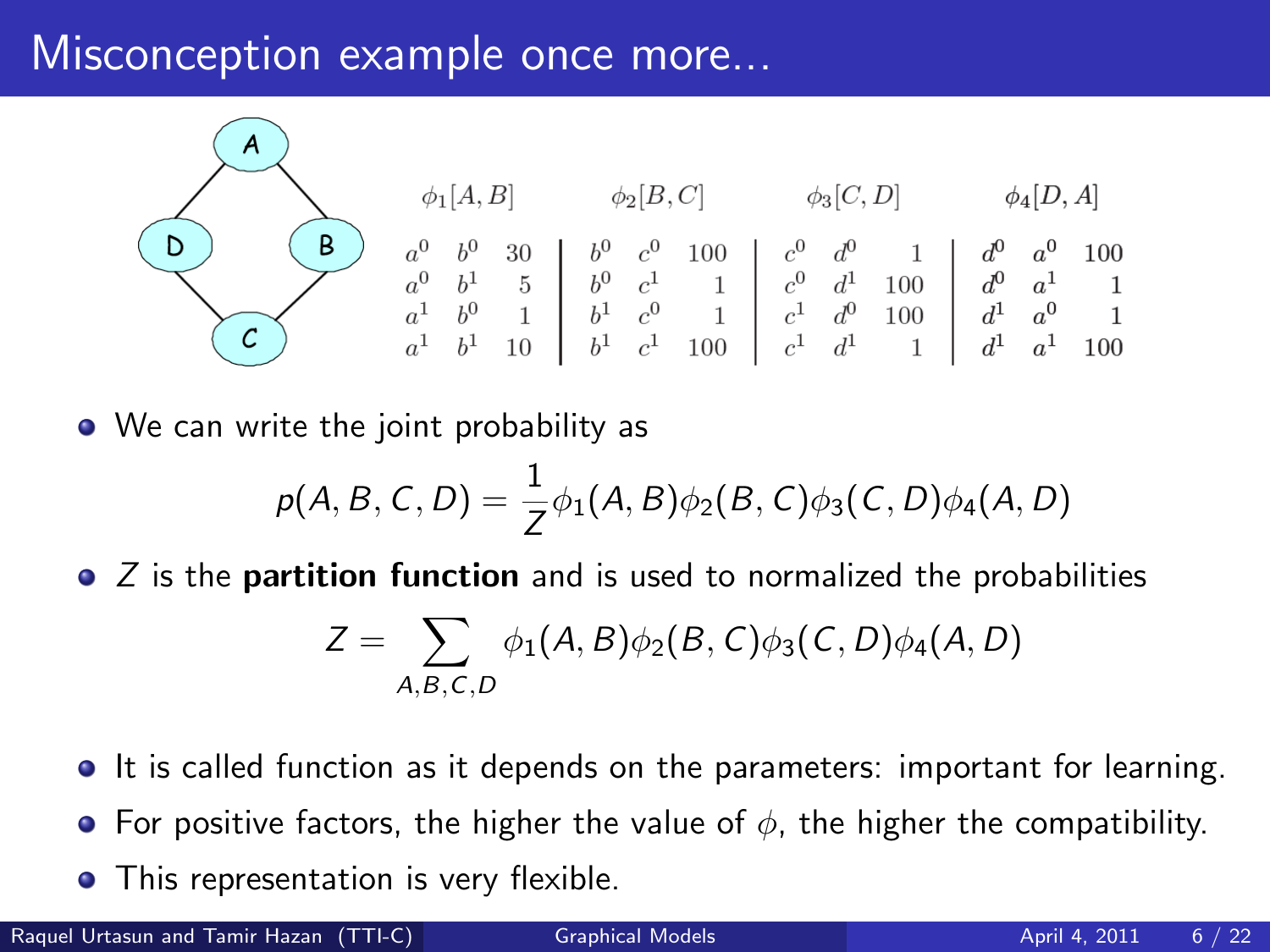# Misconception example once more...

| $\phi_1[A,B]$ | | | $\phi_2[B,C]$ | | | $\phi_3[C,D]$ | | | $\phi_4[D,A]$ | | |
|---|---|---|---|---|---|---|---|---|---|---|---|
| $a^0$ | $b^0$ | 30 | $b^0$ | $c^0$ | 100 | $c^0$ | $d^0$ | 1 | $d^0$ | $a^0$ | 100 |
| $a^0$ | $b^1$ | 5 | $b^0$ | $c^1$ | 1 | $c^0$ | $d^1$ | 100 | $d^0$ | $a^1$ | 1 |
| $a^1$ | $b^0$ | 1 | $b^1$ | $c^0$ | 1 | $c^1$ | $d^0$ | 100 | $d^1$ | $a^0$ | 1 |
| $a^1$ | $b^1$ | 10 | $b^1$ | $c^1$ | 100 | $c^1$ | $d^1$ | 1 | $d^1$ | $a^1$ | 100 |

- We can write the joint probability as

$$p(A,B,C,D) = \frac{1}{Z}\phi_1(A,B)\phi_2(B,C)\phi_3(C,D)\phi_4(A,D)$$

- $Z$ is the **partition function** and is used to normalized the probabilities

$$Z = \sum_{A,B,C,D} \phi_1(A,B)\phi_2(B,C)\phi_3(C,D)\phi_4(A,D)$$

- It is called function as it depends on the parameters: important for learning.
- For positive factors, the higher the value of $\phi$, the higher the compatibility.
- This representation is very flexible.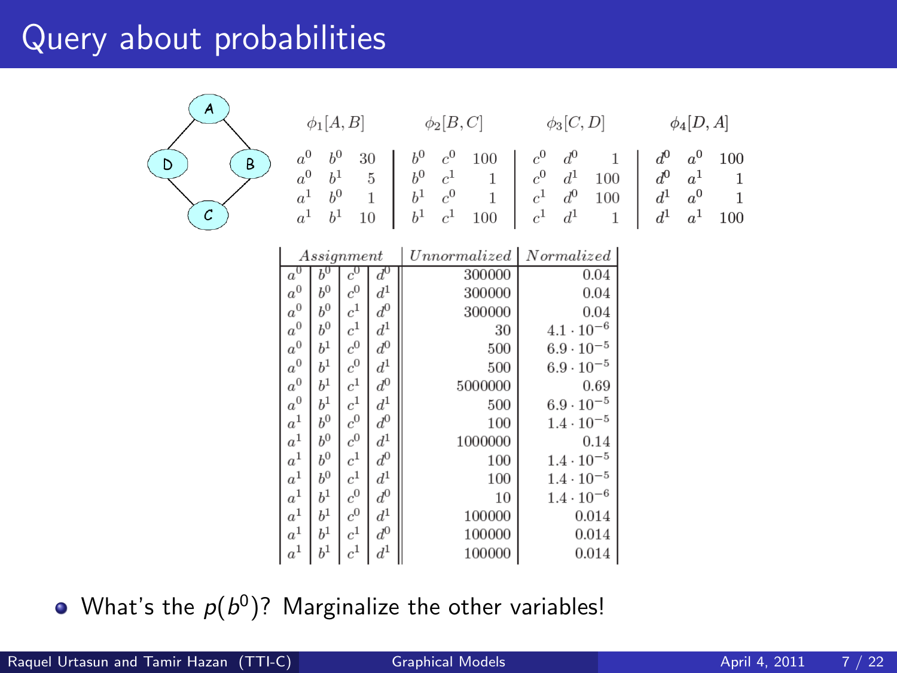# Query about probabilities

**$\phi_1[A, B]$**

| | | |
|---|---|---|
| $a^0$ | $b^0$ | 30 |
| $a^0$ | $b^1$ | 5 |
| $a^1$ | $b^0$ | 1 |
| $a^1$ | $b^1$ | 10 |

**$\phi_2[B, C]$**

| | | |
|---|---|---|
| $b^0$ | $c^0$ | 100 |
| $b^0$ | $c^1$ | 1 |
| $b^1$ | $c^0$ | 1 |
| $b^1$ | $c^1$ | 100 |

**$\phi_3[C, D]$**

| | | |
|---|---|---|
| $c^0$ | $d^0$ | 1 |
| $c^0$ | $d^1$ | 100 |
| $c^1$ | $d^0$ | 100 |
| $c^1$ | $d^1$ | 1 |

**$\phi_4[D, A]$**

| | | |
|---|---|---|
| $d^0$ | $a^0$ | 100 |
| $d^0$ | $a^1$ | 1 |
| $d^1$ | $a^0$ | 1 |
| $d^1$ | $a^1$ | 100 |

| Assignment | | | | Unnormalized | Normalized |
|---|---|---|---|---|---|
| $a^0$ | $b^0$ | $c^0$ | $d^0$ | 300000 | 0.04 |
| $a^0$ | $b^0$ | $c^0$ | $d^1$ | 300000 | 0.04 |
| $a^0$ | $b^0$ | $c^1$ | $d^0$ | 300000 | 0.04 |
| $a^0$ | $b^0$ | $c^1$ | $d^1$ | 30 | $4.1 \cdot 10^{-6}$ |
| $a^0$ | $b^1$ | $c^0$ | $d^0$ | 500 | $6.9 \cdot 10^{-5}$ |
| $a^0$ | $b^1$ | $c^0$ | $d^1$ | 500 | $6.9 \cdot 10^{-5}$ |
| $a^0$ | $b^1$ | $c^1$ | $d^0$ | 5000000 | 0.69 |
| $a^0$ | $b^1$ | $c^1$ | $d^1$ | 500 | $6.9 \cdot 10^{-5}$ |
| $a^1$ | $b^0$ | $c^0$ | $d^0$ | 100 | $1.4 \cdot 10^{-5}$ |
| $a^1$ | $b^0$ | $c^0$ | $d^1$ | 1000000 | 0.14 |
| $a^1$ | $b^0$ | $c^1$ | $d^0$ | 100 | $1.4 \cdot 10^{-5}$ |
| $a^1$ | $b^0$ | $c^1$ | $d^1$ | 100 | $1.4 \cdot 10^{-5}$ |
| $a^1$ | $b^1$ | $c^0$ | $d^0$ | 10 | $1.4 \cdot 10^{-6}$ |
| $a^1$ | $b^1$ | $c^0$ | $d^1$ | 100000 | 0.014 |
| $a^1$ | $b^1$ | $c^1$ | $d^0$ | 100000 | 0.014 |
| $a^1$ | $b^1$ | $c^1$ | $d^1$ | 100000 | 0.014 |

- What's the $p(b^0)$? Marginalize the other variables!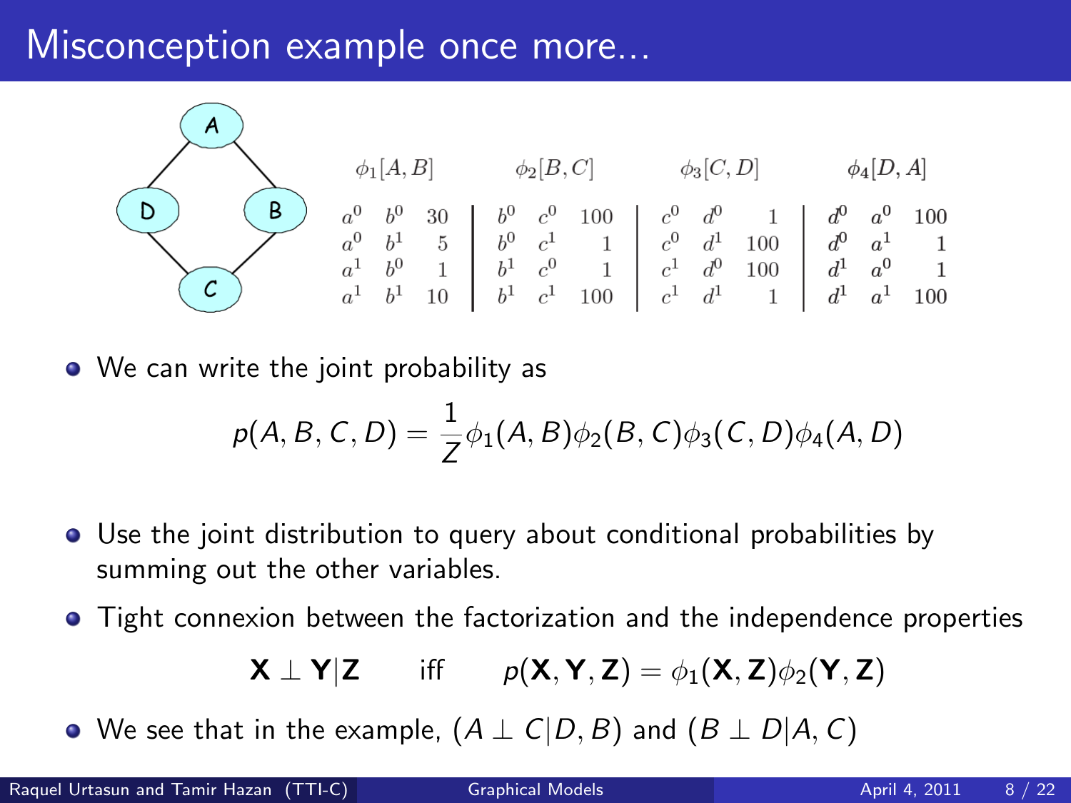# Misconception example once more...

| $\phi_1[A,B]$ | | | $\phi_2[B,C]$ | | | $\phi_3[C,D]$ | | | $\phi_4[D,A]$ | | |
|---|---|---|---|---|---|---|---|---|---|---|---|
| $a^0$ | $b^0$ | 30 | $b^0$ | $c^0$ | 100 | $c^0$ | $d^0$ | 1 | $d^0$ | $a^0$ | 100 |
| $a^0$ | $b^1$ | 5 | $b^0$ | $c^1$ | 1 | $c^0$ | $d^1$ | 100 | $d^0$ | $a^1$ | 1 |
| $a^1$ | $b^0$ | 1 | $b^1$ | $c^0$ | 1 | $c^1$ | $d^0$ | 100 | $d^1$ | $a^0$ | 1 |
| $a^1$ | $b^1$ | 10 | $b^1$ | $c^1$ | 100 | $c^1$ | $d^1$ | 1 | $d^1$ | $a^1$ | 100 |

- We can write the joint probability as

$$p(A,B,C,D) = \frac{1}{Z}\phi_1(A,B)\phi_2(B,C)\phi_3(C,D)\phi_4(A,D)$$

- Use the joint distribution to query about conditional probabilities by summing out the other variables.
- Tight connexion between the factorization and the independence properties

$$\mathbf{X} \perp \mathbf{Y} | \mathbf{Z} \qquad \text{iff} \qquad p(\mathbf{X},\mathbf{Y},\mathbf{Z}) = \phi_1(\mathbf{X},\mathbf{Z})\phi_2(\mathbf{Y},\mathbf{Z})$$

- We see that in the example, $(A \perp C | D, B)$ and $(B \perp D | A, C)$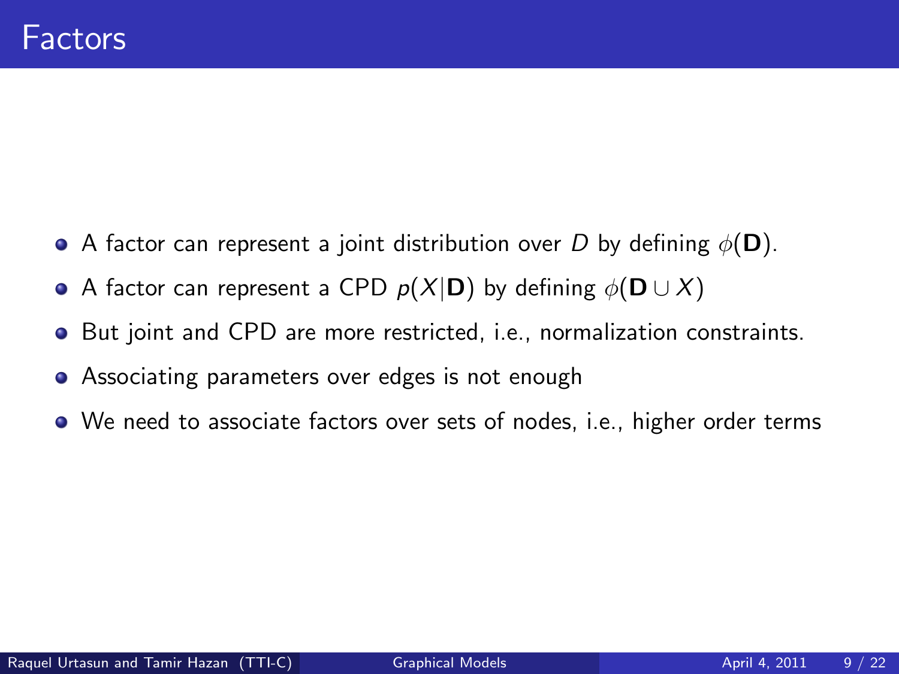# Factors

- A factor can represent a joint distribution over $D$ by defining $\phi(\mathbf{D})$.
- A factor can represent a CPD $p(X|\mathbf{D})$ by defining $\phi(\mathbf{D} \cup X)$
- But joint and CPD are more restricted, i.e., normalization constraints.
- Associating parameters over edges is not enough
- We need to associate factors over sets of nodes, i.e., higher order terms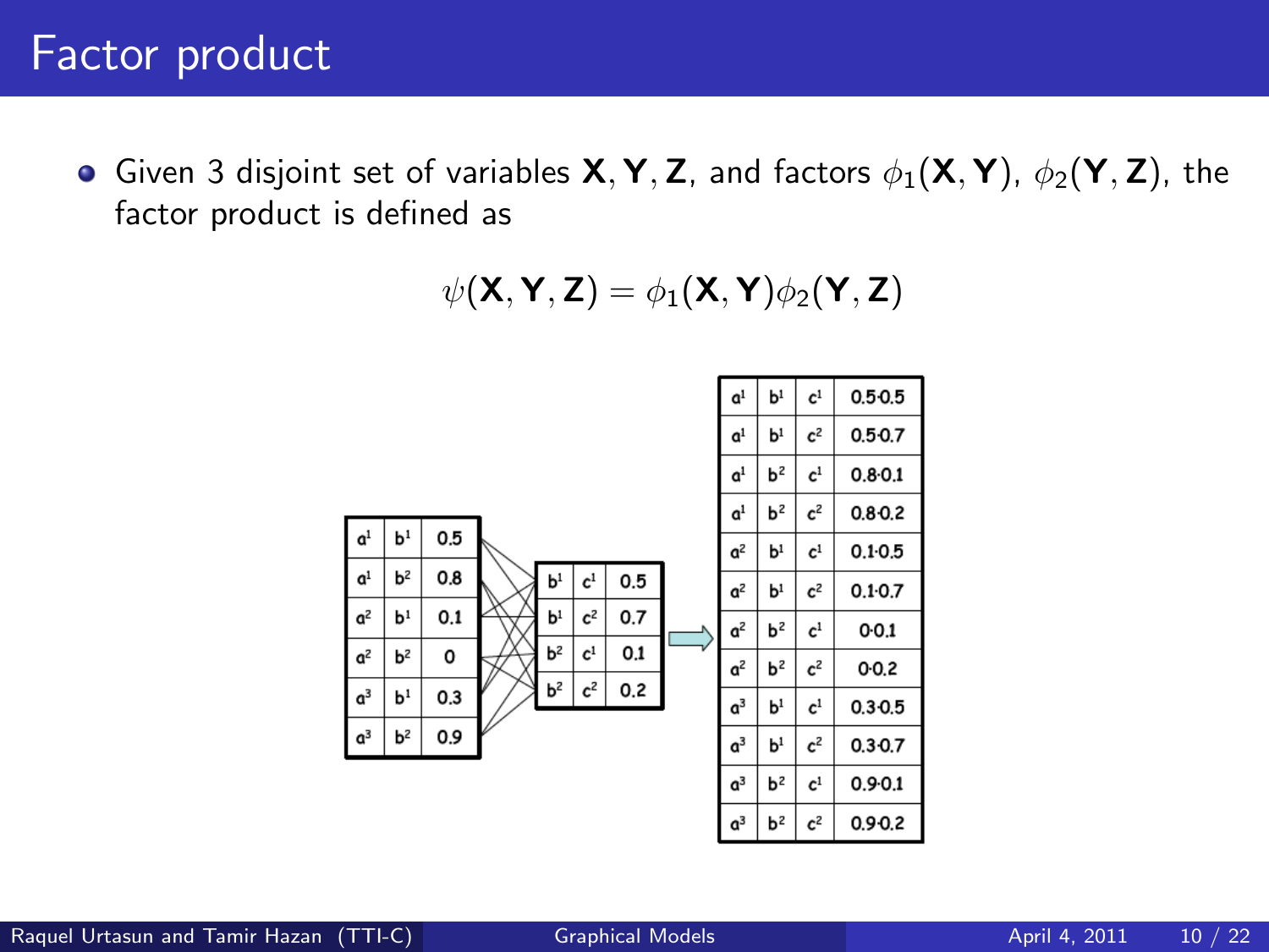# Factor product

- Given 3 disjoint set of variables $\mathbf{X}, \mathbf{Y}, \mathbf{Z}$, and factors $\phi_1(\mathbf{X}, \mathbf{Y})$, $\phi_2(\mathbf{Y}, \mathbf{Z})$, the factor product is defined as

$$\psi(\mathbf{X}, \mathbf{Y}, \mathbf{Z}) = \phi_1(\mathbf{X}, \mathbf{Y})\phi_2(\mathbf{Y}, \mathbf{Z})$$

| | | |
|---|---|---|
| $a^1$ | $b^1$ | 0.5 |
| $a^1$ | $b^2$ | 0.8 |
| $a^2$ | $b^1$ | 0.1 |
| $a^2$ | $b^2$ | 0 |
| $a^3$ | $b^1$ | 0.3 |
| $a^3$ | $b^2$ | 0.9 |

| | | |
|---|---|---|
| $b^1$ | $c^1$ | 0.5 |
| $b^1$ | $c^2$ | 0.7 |
| $b^2$ | $c^1$ | 0.1 |
| $b^2$ | $c^2$ | 0.2 |

| | | | |
|---|---|---|---|
| $a^1$ | $b^1$ | $c^1$ | $0.5 \cdot 0.5$ |
| $a^1$ | $b^1$ | $c^2$ | $0.5 \cdot 0.7$ |
| $a^1$ | $b^2$ | $c^1$ | $0.8 \cdot 0.1$ |
| $a^1$ | $b^2$ | $c^2$ | $0.8 \cdot 0.2$ |
| $a^2$ | $b^1$ | $c^1$ | $0.1 \cdot 0.5$ |
| $a^2$ | $b^1$ | $c^2$ | $0.1 \cdot 0.7$ |
| $a^2$ | $b^2$ | $c^1$ | $0 \cdot 0.1$ |
| $a^2$ | $b^2$ | $c^2$ | $0 \cdot 0.2$ |
| $a^3$ | $b^1$ | $c^1$ | $0.3 \cdot 0.5$ |
| $a^3$ | $b^1$ | $c^2$ | $0.3 \cdot 0.7$ |
| $a^3$ | $b^2$ | $c^1$ | $0.9 \cdot 0.1$ |
| $a^3$ | $b^2$ | $c^2$ | $0.9 \cdot 0.2$ |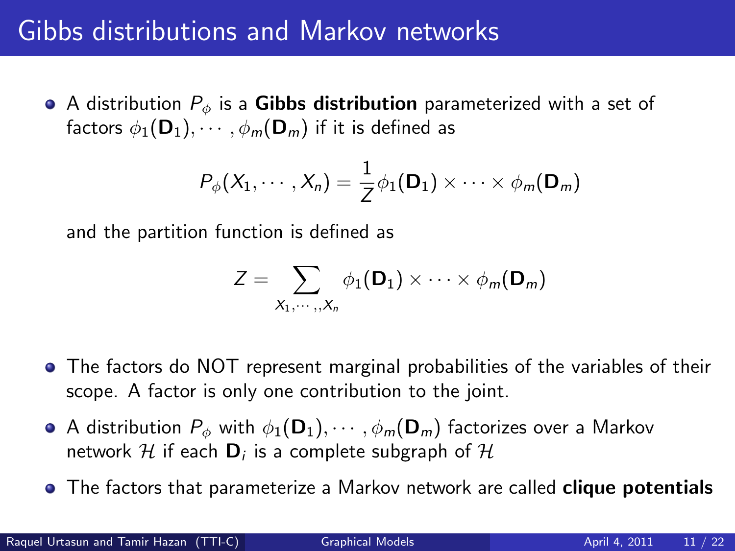# Gibbs distributions and Markov networks

- A distribution $P_\phi$ is a **Gibbs distribution** parameterized with a set of factors $\phi_1(\mathbf{D}_1), \cdots, \phi_m(\mathbf{D}_m)$ if it is defined as

$$P_\phi(X_1, \cdots, X_n) = \frac{1}{Z} \phi_1(\mathbf{D}_1) \times \cdots \times \phi_m(\mathbf{D}_m)$$

  and the partition function is defined as

$$Z = \sum_{X_1, \cdots,, X_n} \phi_1(\mathbf{D}_1) \times \cdots \times \phi_m(\mathbf{D}_m)$$

- The factors do NOT represent marginal probabilities of the variables of their scope. A factor is only one contribution to the joint.
- A distribution $P_\phi$ with $\phi_1(\mathbf{D}_1), \cdots, \phi_m(\mathbf{D}_m)$ factorizes over a Markov network $\mathcal{H}$ if each $\mathbf{D}_i$ is a complete subgraph of $\mathcal{H}$
- The factors that parameterize a Markov network are called **clique potentials**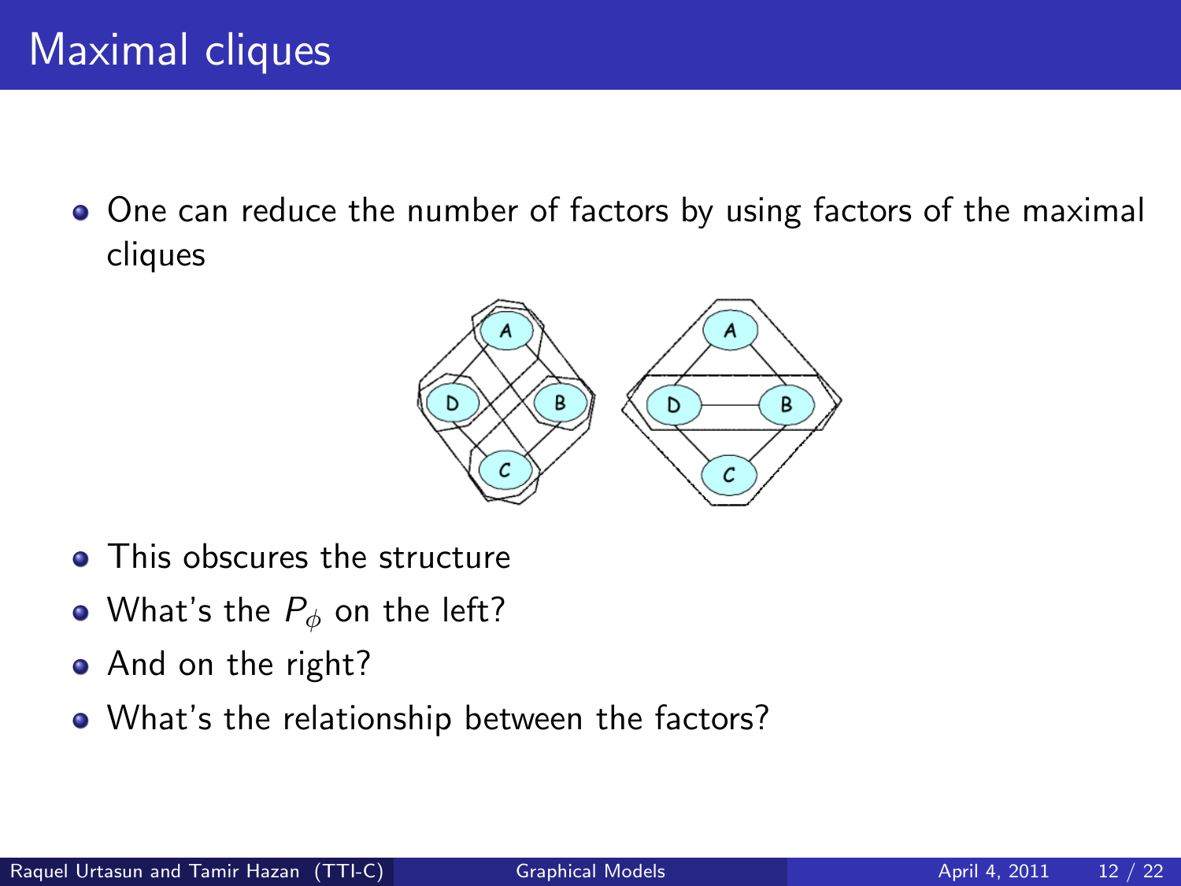# Maximal cliques

- One can reduce the number of factors by using factors of the maximal cliques
- This obscures the structure
- What's the $P_\phi$ on the left?
- And on the right?
- What's the relationship between the factors?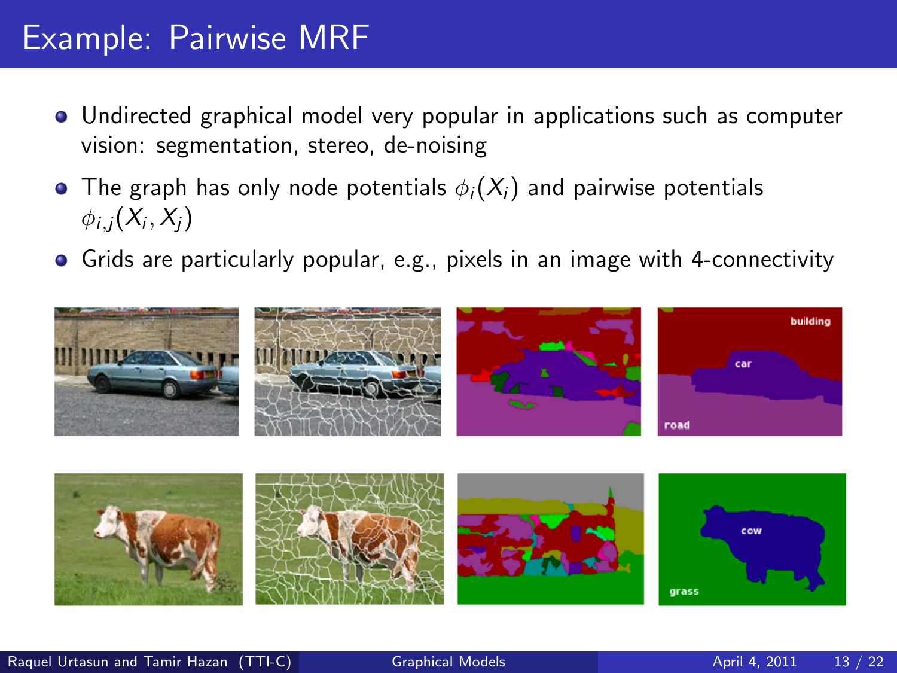# Example: Pairwise MRF

- Undirected graphical model very popular in applications such as computer vision: segmentation, stereo, de-noising
- The graph has only node potentials $\phi_i(X_i)$ and pairwise potentials $\phi_{i,j}(X_i, X_j)$
- Grids are particularly popular, e.g., pixels in an image with 4-connectivity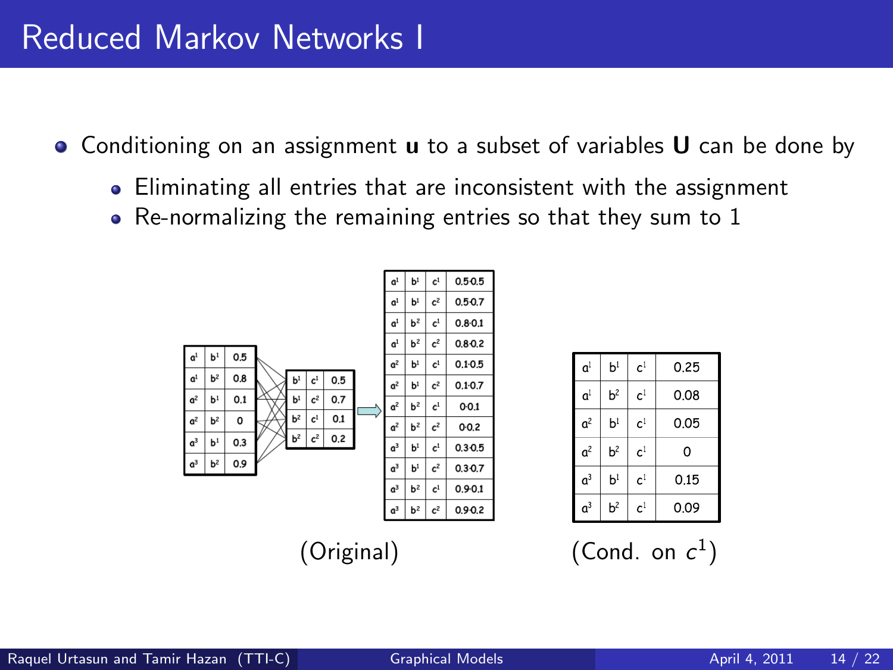# Reduced Markov Networks I

- Conditioning on an assignment **u** to a subset of variables **U** can be done by
  - Eliminating all entries that are inconsistent with the assignment
  - Re-normalizing the remaining entries so that they sum to 1

| | | |
|---|---|---|
| $a^1$ | $b^1$ | 0.5 |
| $a^1$ | $b^2$ | 0.8 |
| $a^2$ | $b^1$ | 0.1 |
| $a^2$ | $b^2$ | 0 |
| $a^3$ | $b^1$ | 0.3 |
| $a^3$ | $b^2$ | 0.9 |

| | | |
|---|---|---|
| $b^1$ | $c^1$ | 0.5 |
| $b^1$ | $c^2$ | 0.7 |
| $b^2$ | $c^1$ | 0.1 |
| $b^2$ | $c^2$ | 0.2 |

| | | | |
|---|---|---|---|
| $a^1$ | $b^1$ | $c^1$ | 0.5·0.5 |
| $a^1$ | $b^1$ | $c^2$ | 0.5·0.7 |
| $a^1$ | $b^2$ | $c^1$ | 0.8·0.1 |
| $a^1$ | $b^2$ | $c^2$ | 0.8·0.2 |
| $a^2$ | $b^1$ | $c^1$ | 0.1·0.5 |
| $a^2$ | $b^1$ | $c^2$ | 0.1·0.7 |
| $a^2$ | $b^2$ | $c^1$ | 0·0.1 |
| $a^2$ | $b^2$ | $c^2$ | 0·0.2 |
| $a^3$ | $b^1$ | $c^1$ | 0.3·0.5 |
| $a^3$ | $b^1$ | $c^2$ | 0.3·0.7 |
| $a^3$ | $b^2$ | $c^1$ | 0.9·0.1 |
| $a^3$ | $b^2$ | $c^2$ | 0.9·0.2 |

(Original)

| | | | |
|---|---|---|---|
| $a^1$ | $b^1$ | $c^1$ | 0.25 |
| $a^1$ | $b^2$ | $c^1$ | 0.08 |
| $a^2$ | $b^1$ | $c^1$ | 0.05 |
| $a^2$ | $b^2$ | $c^1$ | 0 |
| $a^3$ | $b^1$ | $c^1$ | 0.15 |
| $a^3$ | $b^2$ | $c^1$ | 0.09 |

(Cond. on $c^1$)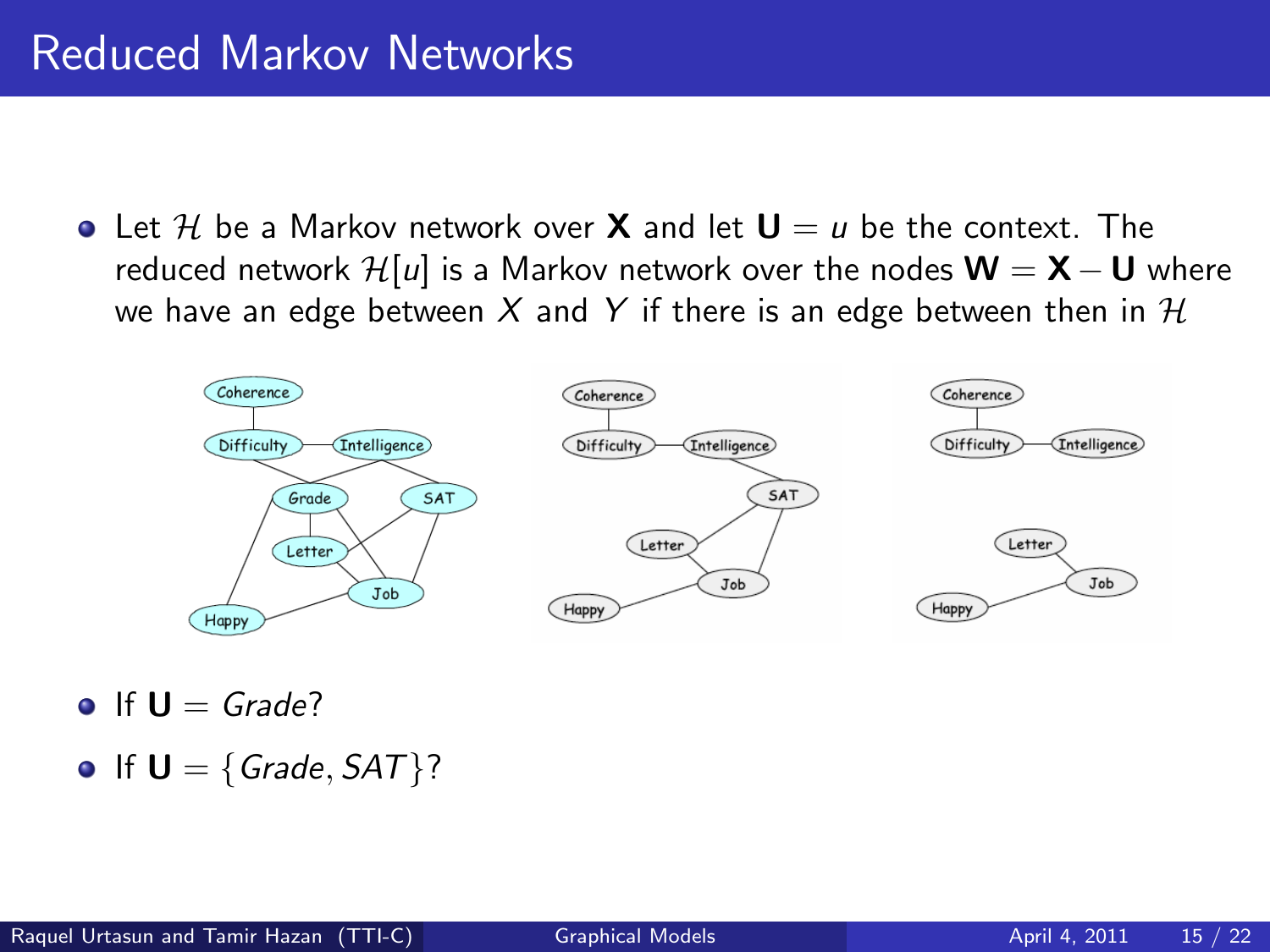# Reduced Markov Networks

- Let $\mathcal{H}$ be a Markov network over $\mathbf{X}$ and let $\mathbf{U} = u$ be the context. The reduced network $\mathcal{H}[u]$ is a Markov network over the nodes $\mathbf{W} = \mathbf{X} - \mathbf{U}$ where we have an edge between $X$ and $Y$ if there is an edge between then in $\mathcal{H}$

- If $\mathbf{U} = Grade$?
- If $\mathbf{U} = \{Grade, SAT\}$?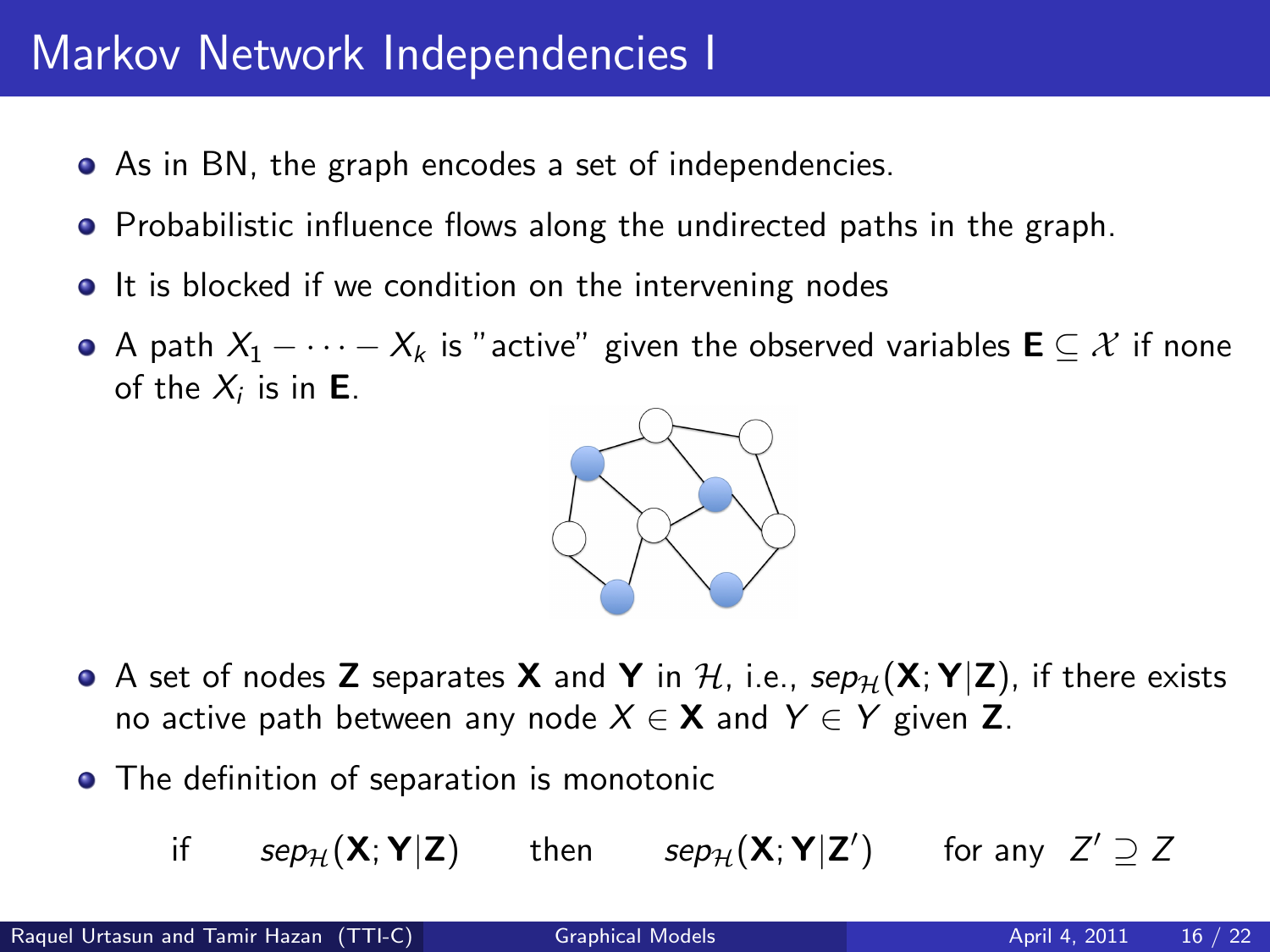# Markov Network Independencies I

- As in BN, the graph encodes a set of independencies.
- Probabilistic influence flows along the undirected paths in the graph.
- It is blocked if we condition on the intervening nodes
- A path $X_1 - \cdots - X_k$ is "active" given the observed variables $\mathbf{E} \subseteq \mathcal{X}$ if none of the $X_i$ is in $\mathbf{E}$.

- A set of nodes $\mathbf{Z}$ separates $\mathbf{X}$ and $\mathbf{Y}$ in $\mathcal{H}$, i.e., $sep_{\mathcal{H}}(\mathbf{X}; \mathbf{Y}|\mathbf{Z})$, if there exists no active path between any node $X \in \mathbf{X}$ and $Y \in Y$ given $\mathbf{Z}$.
- The definition of separation is monotonic

$$\text{if} \quad sep_{\mathcal{H}}(\mathbf{X}; \mathbf{Y}|\mathbf{Z}) \quad \text{then} \quad sep_{\mathcal{H}}(\mathbf{X}; \mathbf{Y}|\mathbf{Z}') \quad \text{for any} \quad Z' \supseteq Z$$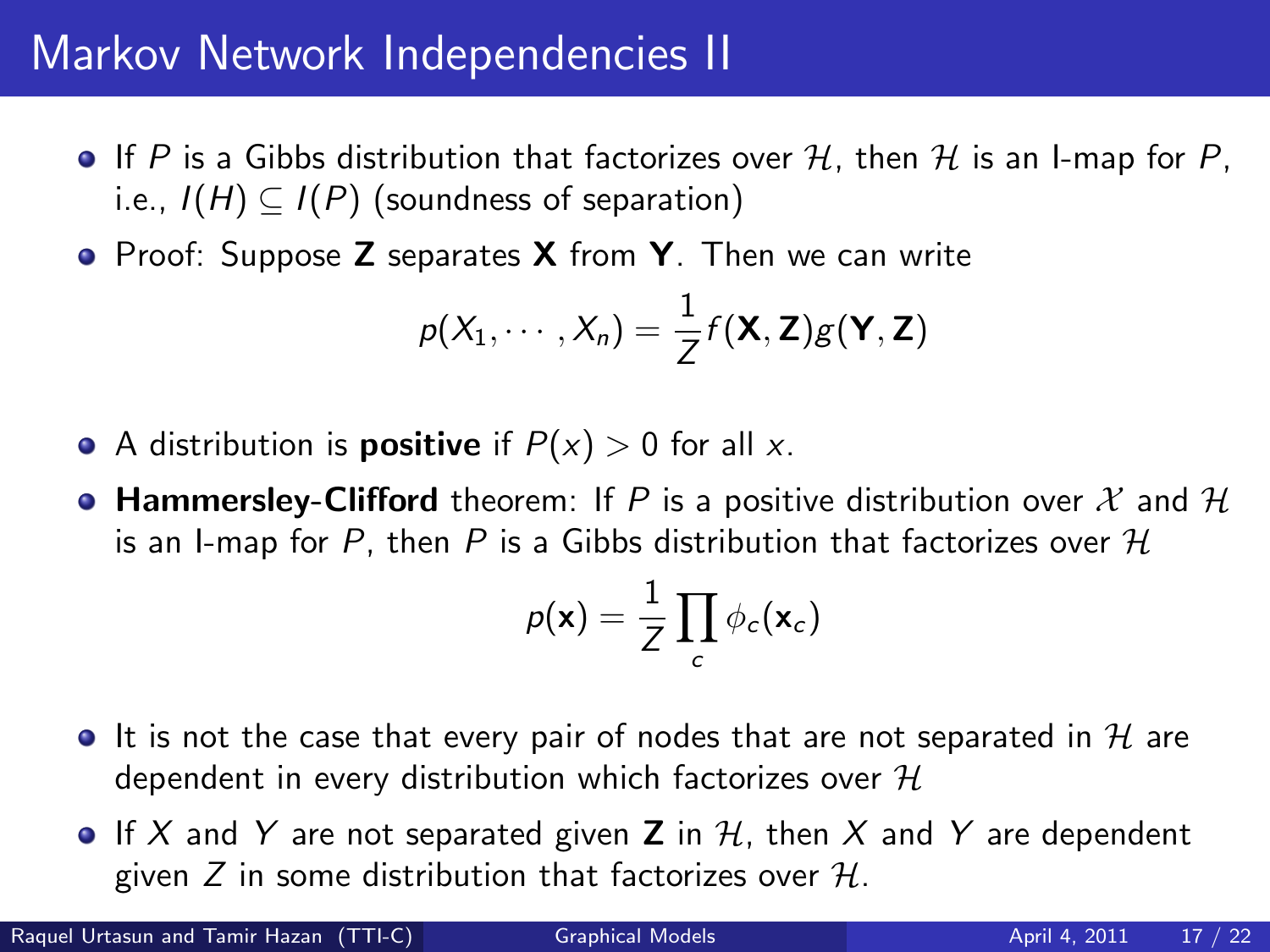# Markov Network Independencies II

- If $P$ is a Gibbs distribution that factorizes over $\mathcal{H}$, then $\mathcal{H}$ is an I-map for $P$, i.e., $I(H) \subseteq I(P)$ (soundness of separation)
- Proof: Suppose $\mathbf{Z}$ separates $\mathbf{X}$ from $\mathbf{Y}$. Then we can write

$$p(X_1, \cdots, X_n) = \frac{1}{Z} f(\mathbf{X}, \mathbf{Z}) g(\mathbf{Y}, \mathbf{Z})$$

- A distribution is **positive** if $P(x) > 0$ for all $x$.
- **Hammersley-Clifford** theorem: If $P$ is a positive distribution over $\mathcal{X}$ and $\mathcal{H}$ is an I-map for $P$, then $P$ is a Gibbs distribution that factorizes over $\mathcal{H}$

$$p(\mathbf{x}) = \frac{1}{Z} \prod_c \phi_c(\mathbf{x}_c)$$

- It is not the case that every pair of nodes that are not separated in $\mathcal{H}$ are dependent in every distribution which factorizes over $\mathcal{H}$
- If $X$ and $Y$ are not separated given $\mathbf{Z}$ in $\mathcal{H}$, then $X$ and $Y$ are dependent given $Z$ in some distribution that factorizes over $\mathcal{H}$.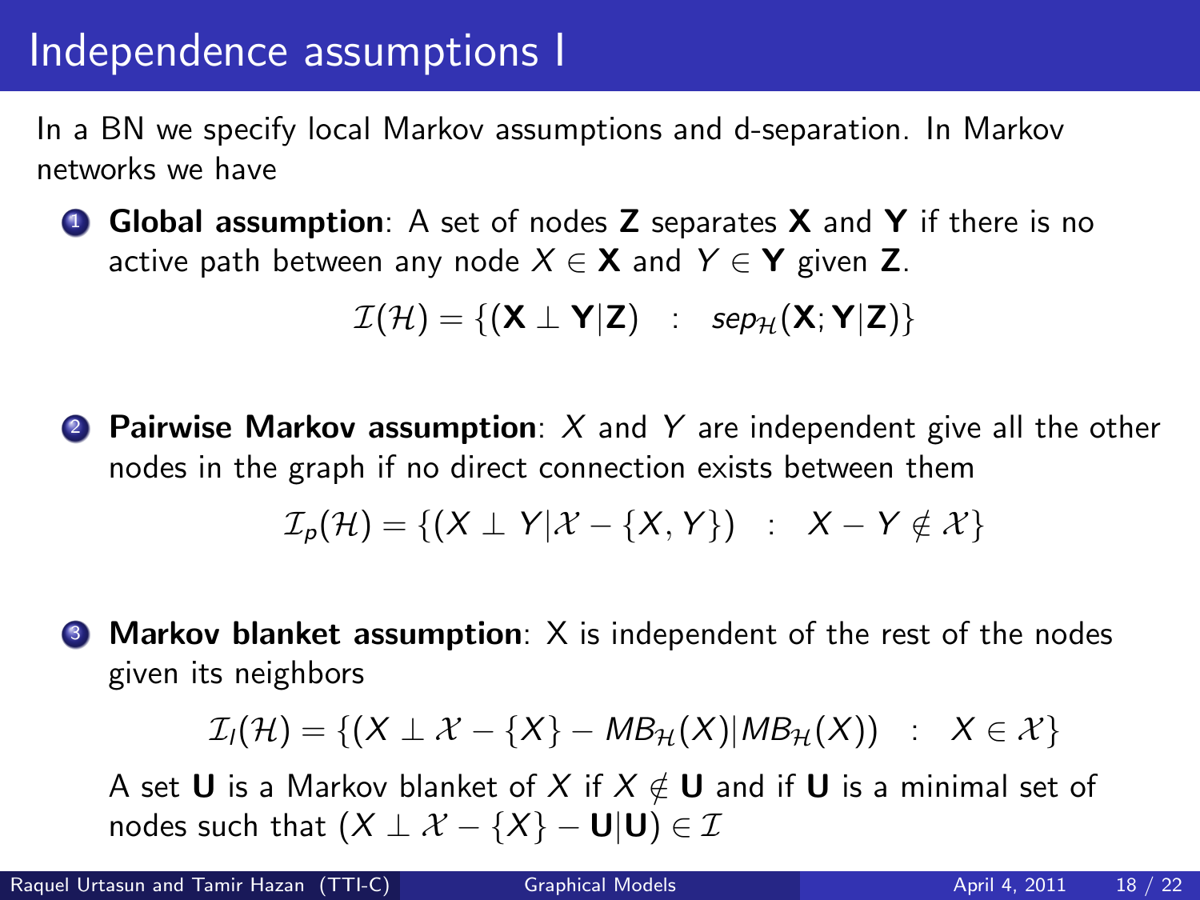# Independence assumptions I

In a BN we specify local Markov assumptions and d-separation. In Markov networks we have

1. **Global assumption**: A set of nodes $\mathbf{Z}$ separates $\mathbf{X}$ and $\mathbf{Y}$ if there is no active path between any node $X \in \mathbf{X}$ and $Y \in \mathbf{Y}$ given $\mathbf{Z}$.

$$\mathcal{I}(\mathcal{H}) = \{(\mathbf{X} \perp \mathbf{Y} | \mathbf{Z}) \quad : \quad sep_{\mathcal{H}}(\mathbf{X}; \mathbf{Y} | \mathbf{Z})\}$$

2. **Pairwise Markov assumption**: $X$ and $Y$ are independent give all the other nodes in the graph if no direct connection exists between them

$$\mathcal{I}_p(\mathcal{H}) = \{(X \perp Y | \mathcal{X} - \{X, Y\}) \quad : \quad X - Y \notin \mathcal{X}\}$$

3. **Markov blanket assumption**: X is independent of the rest of the nodes given its neighbors

$$\mathcal{I}_l(\mathcal{H}) = \{(X \perp \mathcal{X} - \{X\} - MB_{\mathcal{H}}(X) | MB_{\mathcal{H}}(X)) \quad : \quad X \in \mathcal{X}\}$$

   A set $\mathbf{U}$ is a Markov blanket of $X$ if $X \notin \mathbf{U}$ and if $\mathbf{U}$ is a minimal set of nodes such that $(X \perp \mathcal{X} - \{X\} - \mathbf{U} | \mathbf{U}) \in \mathcal{I}$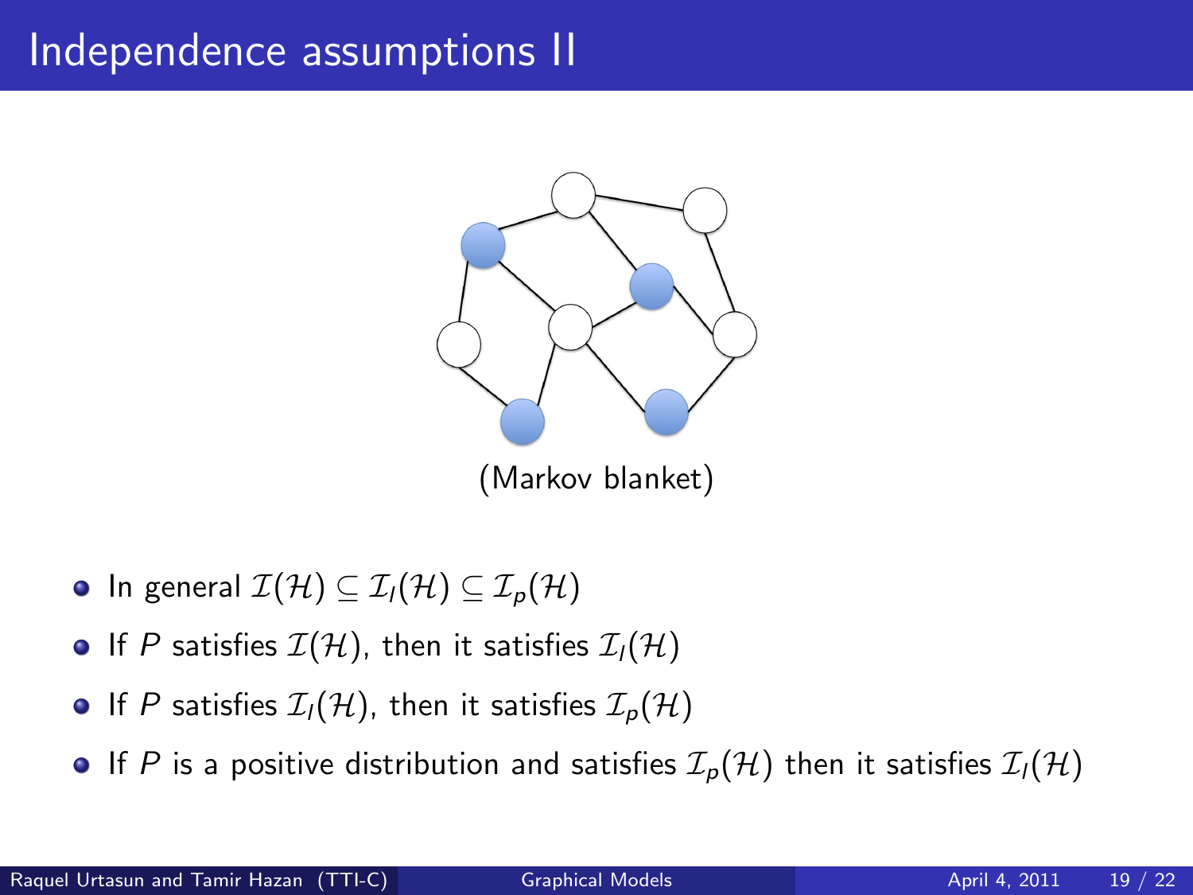# Independence assumptions II

(Markov blanket)

- In general $\mathcal{I}(\mathcal{H}) \subseteq \mathcal{I}_l(\mathcal{H}) \subseteq \mathcal{I}_p(\mathcal{H})$
- If $P$ satisfies $\mathcal{I}(\mathcal{H})$, then it satisfies $\mathcal{I}_l(\mathcal{H})$
- If $P$ satisfies $\mathcal{I}_l(\mathcal{H})$, then it satisfies $\mathcal{I}_p(\mathcal{H})$
- If $P$ is a positive distribution and satisfies $\mathcal{I}_p(\mathcal{H})$ then it satisfies $\mathcal{I}_l(\mathcal{H})$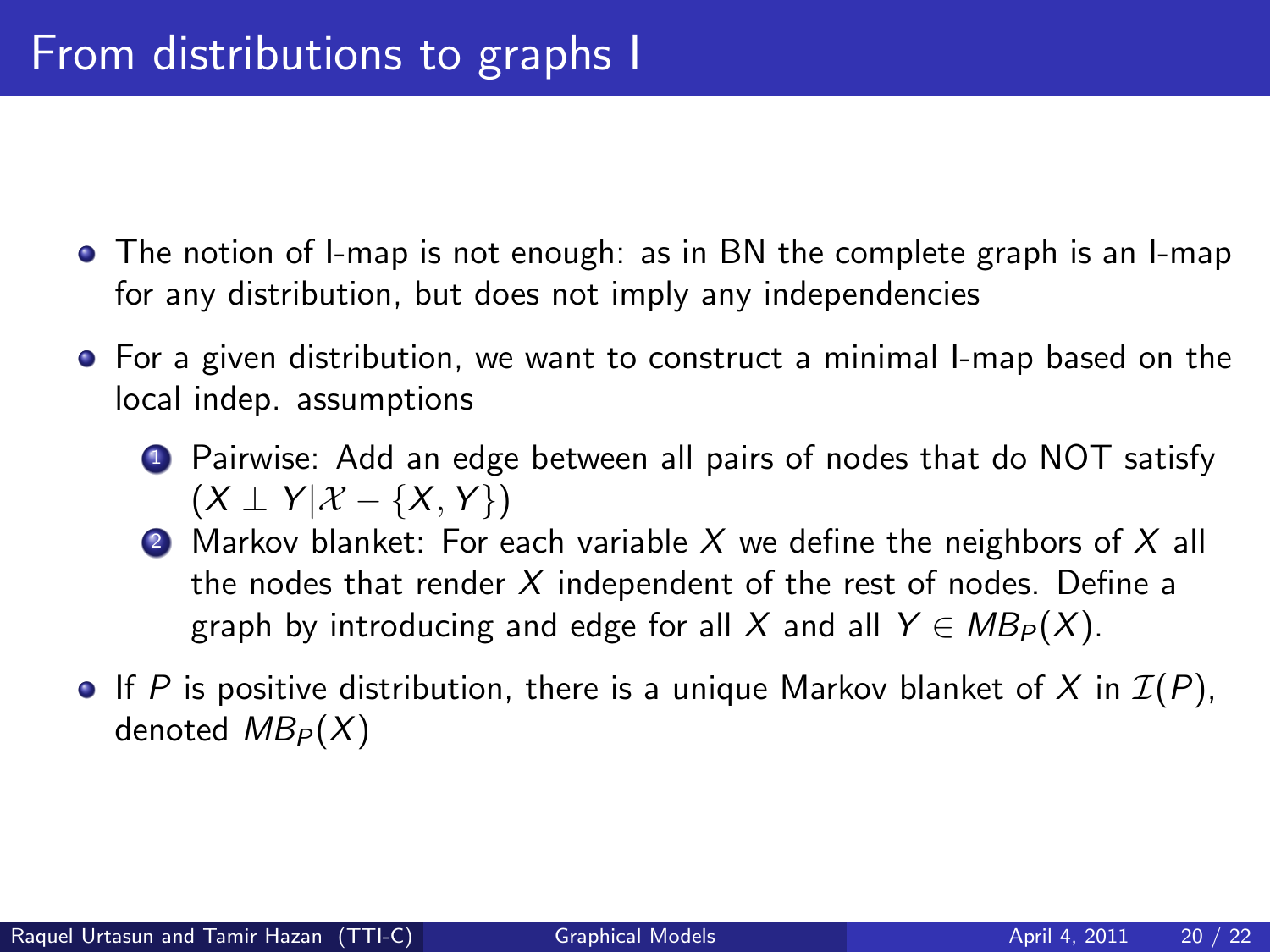# From distributions to graphs I

- The notion of I-map is not enough: as in BN the complete graph is an I-map for any distribution, but does not imply any independencies
- For a given distribution, we want to construct a minimal I-map based on the local indep. assumptions
  1. Pairwise: Add an edge between all pairs of nodes that do NOT satisfy $(X \perp Y | \mathcal{X} - \{X, Y\})$
  2. Markov blanket: For each variable $X$ we define the neighbors of $X$ all the nodes that render $X$ independent of the rest of nodes. Define a graph by introducing and edge for all $X$ and all $Y \in MB_P(X)$.
- If $P$ is positive distribution, there is a unique Markov blanket of $X$ in $\mathcal{I}(P)$, denoted $MB_P(X)$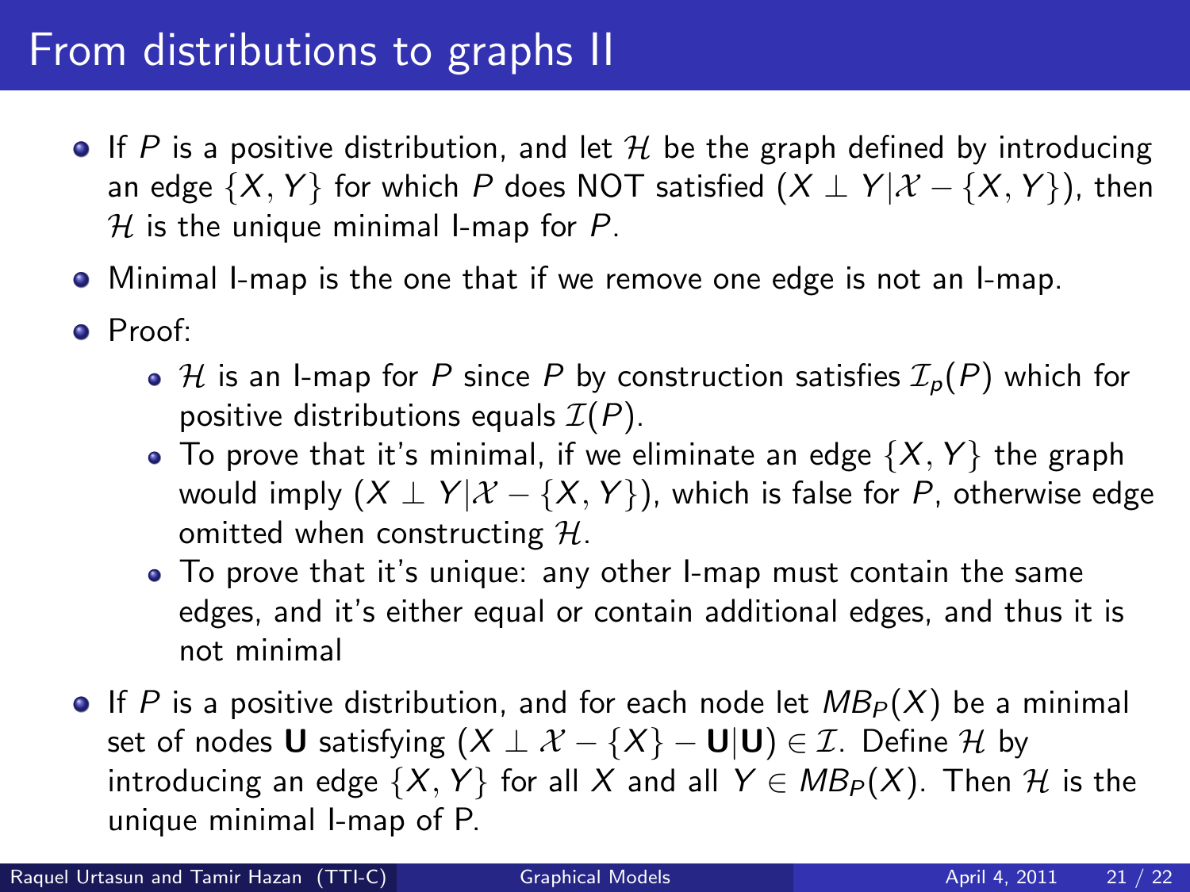# From distributions to graphs II

- If $P$ is a positive distribution, and let $\mathcal{H}$ be the graph defined by introducing an edge $\{X, Y\}$ for which $P$ does NOT satisfied $(X \perp Y | \mathcal{X} - \{X, Y\})$, then $\mathcal{H}$ is the unique minimal I-map for $P$.
- Minimal I-map is the one that if we remove one edge is not an I-map.
- Proof:
  - $\mathcal{H}$ is an I-map for $P$ since $P$ by construction satisfies $\mathcal{I}_p(P)$ which for positive distributions equals $\mathcal{I}(P)$.
  - To prove that it's minimal, if we eliminate an edge $\{X, Y\}$ the graph would imply $(X \perp Y | \mathcal{X} - \{X, Y\})$, which is false for $P$, otherwise edge omitted when constructing $\mathcal{H}$.
  - To prove that it's unique: any other I-map must contain the same edges, and it's either equal or contain additional edges, and thus it is not minimal
- If $P$ is a positive distribution, and for each node let $MB_P(X)$ be a minimal set of nodes $\mathbf{U}$ satisfying $(X \perp \mathcal{X} - \{X\} - \mathbf{U} | \mathbf{U}) \in \mathcal{I}$. Define $\mathcal{H}$ by introducing an edge $\{X, Y\}$ for all $X$ and all $Y \in MB_P(X)$. Then $\mathcal{H}$ is the unique minimal I-map of P.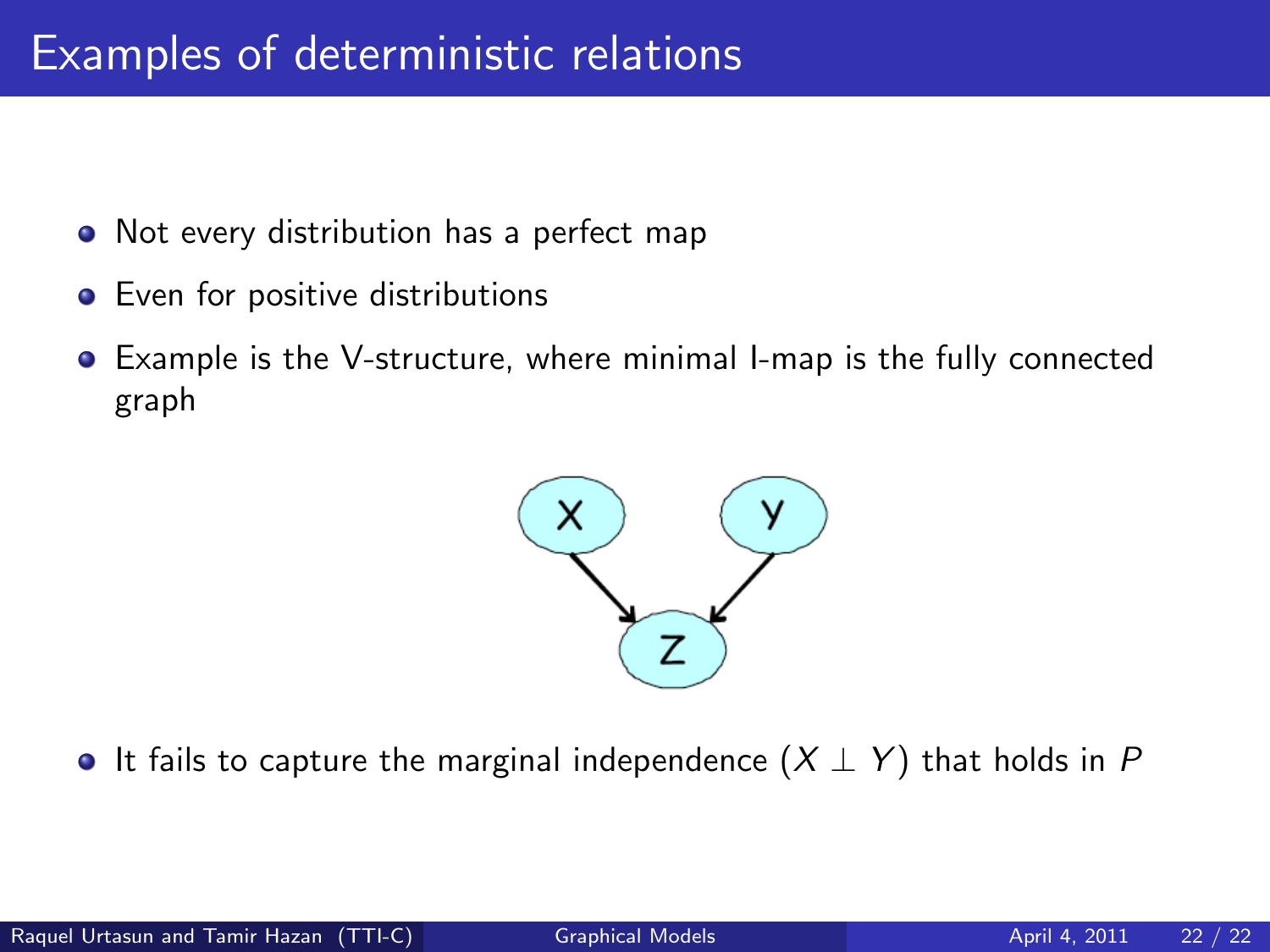# Examples of deterministic relations

- Not every distribution has a perfect map
- Even for positive distributions
- Example is the V-structure, where minimal I-map is the fully connected graph

X

Y

Z

- It fails to capture the marginal independence $(X \perp Y)$ that holds in $P$